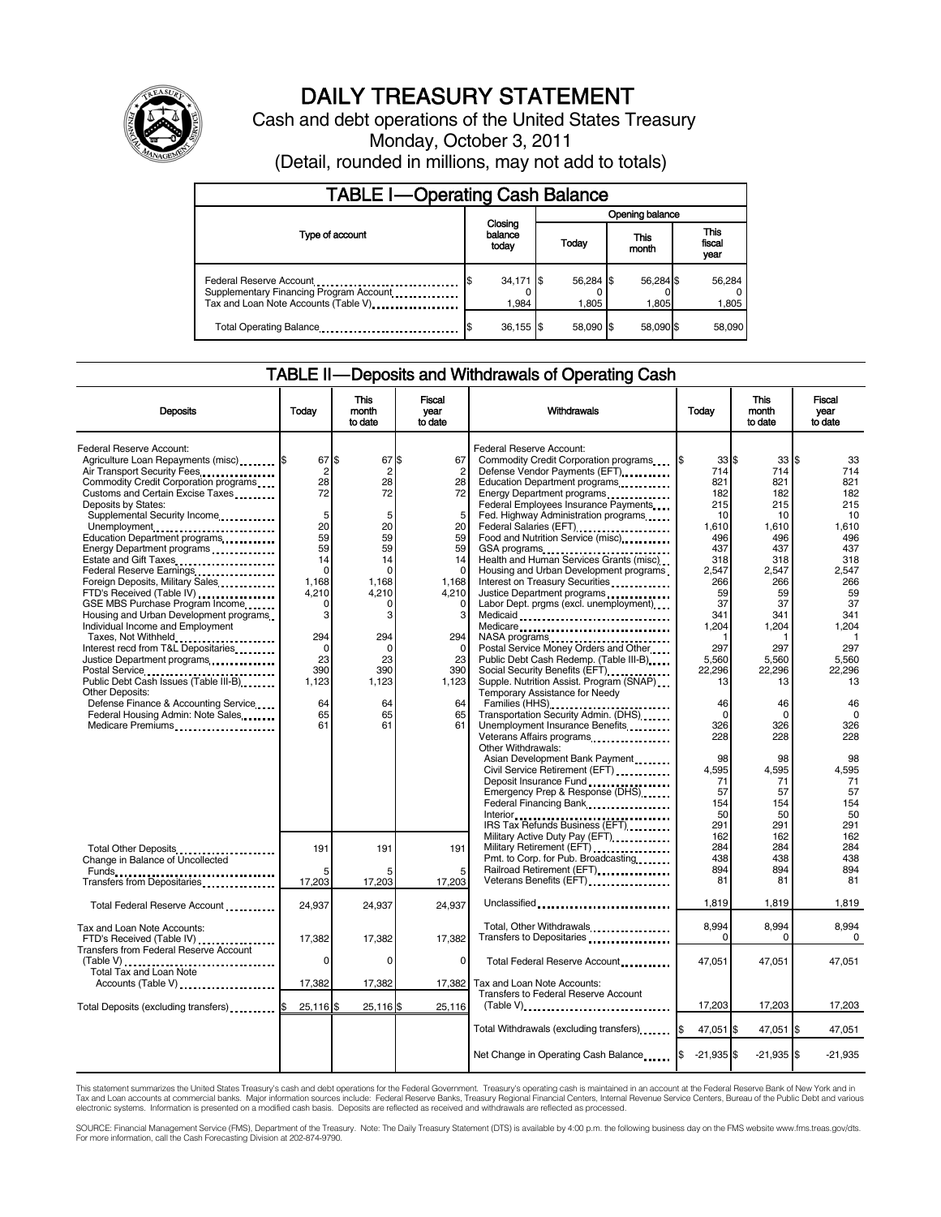# DAILY TREASURY STATEMENT

Cash and debt operations of the United States Treasury

Monday, October 3, 2011

(Detail, rounded in millions, may not add to totals)

## TABLE I—Operating Cash Balance

| Type of account | Closing balance today | Opening balance Today | Opening balance This month | Opening balance This fiscal year |
|---|---|---|---|---|
| Federal Reserve Account | $ 34,171 | $ 56,284 | $ 56,284 | $ 56,284 |
| Supplementary Financing Program Account | 0 | 0 | 0 | 0 |
| Tax and Loan Note Accounts (Table V) | 1,984 | 1,805 | 1,805 | 1,805 |
| Total Operating Balance | $ 36,155 | $ 58,090 | $ 58,090 | $ 58,090 |

## TABLE II—Deposits and Withdrawals of Operating Cash

| Deposits | Today | This month to date | Fiscal year to date |
|---|---|---|---|
| Federal Reserve Account: | | | |
| Agriculture Loan Repayments (misc) | $ 67 | $ 67 | $ 67 |
| Air Transport Security Fees | 2 | 2 | 2 |
| Commodity Credit Corporation programs | 28 | 28 | 28 |
| Customs and Certain Excise Taxes | 72 | 72 | 72 |
| Deposits by States: | | | |
| Supplemental Security Income | 5 | 5 | 5 |
| Unemployment | 20 | 20 | 20 |
| Education Department programs | 59 | 59 | 59 |
| Energy Department programs | 59 | 59 | 59 |
| Estate and Gift Taxes | 14 | 14 | 14 |
| Federal Reserve Earnings | 0 | 0 | 0 |
| Foreign Deposits, Military Sales | 1,168 | 1,168 | 1,168 |
| FTD's Received (Table IV) | 4,210 | 4,210 | 4,210 |
| GSE MBS Purchase Program Income | 0 | 0 | 0 |
| Housing and Urban Development programs | 3 | 3 | 3 |
| Individual Income and Employment Taxes, Not Withheld | 294 | 294 | 294 |
| Interest recd from T&L Depositaries | 0 | 0 | 0 |
| Justice Department programs | 23 | 23 | 23 |
| Postal Service | 390 | 390 | 390 |
| Public Debt Cash Issues (Table III-B) | 1,123 | 1,123 | 1,123 |
| Other Deposits: | | | |
| Defense Finance & Accounting Service | 64 | 64 | 64 |
| Federal Housing Admin: Note Sales | 65 | 65 | 65 |
| Medicare Premiums | 61 | 61 | 61 |
| Total Other Deposits | 191 | 191 | 191 |
| Change in Balance of Uncollected Funds | 5 | 5 | 5 |
| Transfers from Depositaries | 17,203 | 17,203 | 17,203 |
| Total Federal Reserve Account | 24,937 | 24,937 | 24,937 |
| Tax and Loan Note Accounts: | | | |
| FTD's Received (Table IV) | 17,382 | 17,382 | 17,382 |
| Transfers from Federal Reserve Account (Table V) | 0 | 0 | 0 |
| Total Tax and Loan Note Accounts (Table V) | 17,382 | 17,382 | 17,382 |
| Total Deposits (excluding transfers) | $ 25,116 | $ 25,116 | $ 25,116 |

| Withdrawals | Today | This month to date | Fiscal year to date |
|---|---|---|---|
| Federal Reserve Account: | | | |
| Commodity Credit Corporation programs | $ 33 | $ 33 | $ 33 |
| Defense Vendor Payments (EFT) | 714 | 714 | 714 |
| Education Department programs | 821 | 821 | 821 |
| Energy Department programs | 182 | 182 | 182 |
| Federal Employees Insurance Payments | 215 | 215 | 215 |
| Fed. Highway Administration programs | 10 | 10 | 10 |
| Federal Salaries (EFT) | 1,610 | 1,610 | 1,610 |
| Food and Nutrition Service (misc) | 496 | 496 | 496 |
| GSA programs | 437 | 437 | 437 |
| Health and Human Services Grants (misc) | 318 | 318 | 318 |
| Housing and Urban Development programs | 2,547 | 2,547 | 2,547 |
| Interest on Treasury Securities | 266 | 266 | 266 |
| Justice Department programs | 59 | 59 | 59 |
| Labor Dept. prgms (excl. unemployment) | 37 | 37 | 37 |
| Medicaid | 341 | 341 | 341 |
| Medicare | 1,204 | 1,204 | 1,204 |
| NASA programs | 1 | 1 | 1 |
| Postal Service Money Orders and Other | 297 | 297 | 297 |
| Public Debt Cash Redemp. (Table III-B) | 5,560 | 5,560 | 5,560 |
| Social Security Benefits (EFT) | 22,296 | 22,296 | 22,296 |
| Supple. Nutrition Assist. Program (SNAP) | 13 | 13 | 13 |
| Temporary Assistance for Needy Families (HHS) | 46 | 46 | 46 |
| Transportation Security Admin. (DHS) | 0 | 0 | 0 |
| Unemployment Insurance Benefits | 326 | 326 | 326 |
| Veterans Affairs programs | 228 | 228 | 228 |
| Other Withdrawals: | | | |
| Asian Development Bank Payment | 98 | 98 | 98 |
| Civil Service Retirement (EFT) | 4,595 | 4,595 | 4,595 |
| Deposit Insurance Fund | 71 | 71 | 71 |
| Emergency Prep & Response (DHS) | 57 | 57 | 57 |
| Federal Financing Bank | 154 | 154 | 154 |
| Interior | 50 | 50 | 50 |
| IRS Tax Refunds Business (EFT) | 291 | 291 | 291 |
| Military Active Duty Pay (EFT) | 162 | 162 | 162 |
| Military Retirement (EFT) | 284 | 284 | 284 |
| Pmt. to Corp. for Pub. Broadcasting | 438 | 438 | 438 |
| Railroad Retirement (EFT) | 894 | 894 | 894 |
| Veterans Benefits (EFT) | 81 | 81 | 81 |
| Unclassified | 1,819 | 1,819 | 1,819 |
| Total, Other Withdrawals | 8,994 | 8,994 | 8,994 |
| Transfers to Depositaries | 0 | 0 | 0 |
| Total Federal Reserve Account | 47,051 | 47,051 | 47,051 |
| Tax and Loan Note Accounts: | | | |
| Transfers to Federal Reserve Account (Table V) | 17,203 | 17,203 | 17,203 |
| Total Withdrawals (excluding transfers) | $ 47,051 | $ 47,051 | $ 47,051 |
| Net Change in Operating Cash Balance | $ -21,935 | $ -21,935 | $ -21,935 |

This statement summarizes the United States Treasury's cash and debt operations for the Federal Government. Treasury's operating cash is maintained in an account at the Federal Reserve Bank of New York and in Tax and Loan accounts at commercial banks. Major information sources include: Federal Reserve Banks, Treasury Regional Financial Centers, Internal Revenue Service Centers, Bureau of the Public Debt and various electronic systems. Information is presented on a modified cash basis. Deposits are reflected as received and withdrawals are reflected as processed.

SOURCE: Financial Management Service (FMS), Department of the Treasury. Note: The Daily Treasury Statement (DTS) is available by 4:00 p.m. the following business day on the FMS website www.fms.treas.gov/dts. For more information, call the Cash Forecasting Division at 202-874-9790.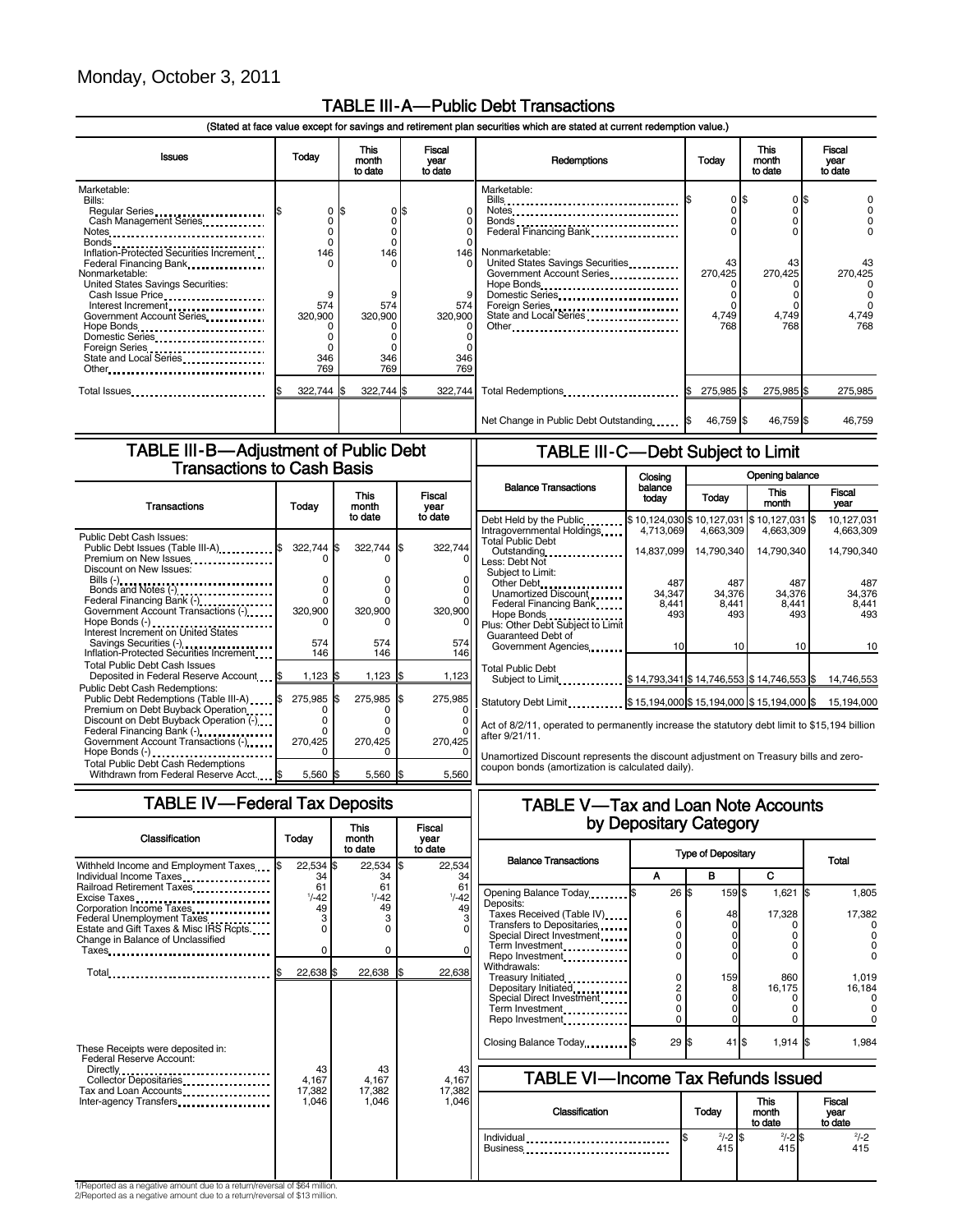Monday, October 3, 2011

## TABLE III-A—Public Debt Transactions

(Stated at face value except for savings and retirement plan securities which are stated at current redemption value.)

| Issues | Today | This month to date | Fiscal year to date | Redemptions | Today | This month to date | Fiscal year to date |
|---|---|---|---|---|---|---|---|
| Marketable: | | | | Marketable: | | | |
| Bills: | | | | Bills | $ 0 | $ 0 | $ 0 |
| Regular Series | $ 0 | $ 0 | $ 0 | Notes | 0 | 0 | 0 |
| Cash Management Series | 0 | 0 | 0 | Bonds | 0 | 0 | 0 |
| Notes | 0 | 0 | 0 | Federal Financing Bank | 0 | 0 | 0 |
| Bonds | 0 | 0 | 0 | | | | |
| Inflation-Protected Securities Increment | 146 | 146 | 146 | Nonmarketable: | | | |
| Federal Financing Bank | 0 | 0 | 0 | United States Savings Securities | 43 | 43 | 43 |
| Nonmarketable: | | | | Government Account Series | 270,425 | 270,425 | 270,425 |
| United States Savings Securities: | | | | Hope Bonds | 0 | 0 | 0 |
| Cash Issue Price | 9 | 9 | 9 | Domestic Series | 0 | 0 | 0 |
| Interest Increment | 574 | 574 | 574 | Foreign Series | 0 | 0 | 0 |
| Government Account Series | 320,900 | 320,900 | 320,900 | State and Local Series | 4,749 | 4,749 | 4,749 |
| Hope Bonds | 0 | 0 | 0 | Other | 768 | 768 | 768 |
| Domestic Series | 0 | 0 | 0 | | | | |
| Foreign Series | 0 | 0 | 0 | | | | |
| State and Local Series | 346 | 346 | 346 | | | | |
| Other | 769 | 769 | 769 | | | | |
| Total Issues | $ 322,744 | $ 322,744 | $ 322,744 | Total Redemptions | $ 275,985 | $ 275,985 | $ 275,985 |
| | | | | Net Change in Public Debt Outstanding | $ 46,759 | $ 46,759 | $ 46,759 |

## TABLE III-B—Adjustment of Public Debt Transactions to Cash Basis

| Transactions | Today | This month to date | Fiscal year to date |
|---|---|---|---|
| Public Debt Cash Issues: | | | |
| Public Debt Issues (Table III-A) | $ 322,744 | $ 322,744 | $ 322,744 |
| Premium on New Issues | 0 | 0 | 0 |
| Discount on New Issues: | | | |
| Bills (-) | 0 | 0 | 0 |
| Bonds and Notes (-) | 0 | 0 | 0 |
| Federal Financing Bank (-) | 0 | 0 | 0 |
| Government Account Transactions (-) | 320,900 | 320,900 | 320,900 |
| Hope Bonds (-) | 0 | 0 | 0 |
| Interest Increment on United States Savings Securities (-) | 574 | 574 | 574 |
| Inflation-Protected Securities Increment | 146 | 146 | 146 |
| Total Public Debt Cash Issues Deposited in Federal Reserve Account | $ 1,123 | $ 1,123 | $ 1,123 |
| Public Debt Cash Redemptions: | | | |
| Public Debt Redemptions (Table III-A) | $ 275,985 | $ 275,985 | $ 275,985 |
| Premium on Debt Buyback Operation | 0 | 0 | 0 |
| Discount on Debt Buyback Operation (-) | 0 | 0 | 0 |
| Federal Financing Bank (-) | 0 | 0 | 0 |
| Government Account Transactions (-) | 270,425 | 270,425 | 270,425 |
| Hope Bonds (-) | 0 | 0 | 0 |
| Total Public Debt Cash Redemptions Withdrawn from Federal Reserve Acct. | $ 5,560 | $ 5,560 | $ 5,560 |

## TABLE III-C—Debt Subject to Limit

| Balance Transactions | Closing balance today | Opening balance Today | Opening balance This month | Opening balance Fiscal year |
|---|---|---|---|---|
| Debt Held by the Public | $ 10,124,030 | $ 10,127,031 | $ 10,127,031 | $ 10,127,031 |
| Intragovernmental Holdings | 4,713,069 | 4,663,309 | 4,663,309 | 4,663,309 |
| Total Public Debt Outstanding | 14,837,099 | 14,790,340 | 14,790,340 | 14,790,340 |
| Less: Debt Not Subject to Limit: | | | | |
| Other Debt | 487 | 487 | 487 | 487 |
| Unamortized Discount | 34,347 | 34,376 | 34,376 | 34,376 |
| Federal Financing Bank | 8,441 | 8,441 | 8,441 | 8,441 |
| Hope Bonds | 493 | 493 | 493 | 493 |
| Plus: Other Debt Subject to Limit Guaranteed Debt of Government Agencies | 10 | 10 | 10 | 10 |
| Total Public Debt Subject to Limit | $ 14,793,341 | $ 14,746,553 | $ 14,746,553 | $ 14,746,553 |
| Statutory Debt Limit | $ 15,194,000 | $ 15,194,000 | $ 15,194,000 | $ 15,194,000 |

Act of 8/2/11, operated to permanently increase the statutory debt limit to $15,194 billion after 9/21/11.

Unamortized Discount represents the discount adjustment on Treasury bills and zero-coupon bonds (amortization is calculated daily).

## TABLE IV—Federal Tax Deposits

| Classification | Today | This month to date | Fiscal year to date |
|---|---|---|---|
| Withheld Income and Employment Taxes | $ 22,534 | $ 22,534 | $ 22,534 |
| Individual Income Taxes | 34 | 34 | 34 |
| Railroad Retirement Taxes | 61 | 61 | 61 |
| Excise Taxes | [1]-42 | [1]-42 | [1]-42 |
| Corporation Income Taxes | 49 | 49 | 49 |
| Federal Unemployment Taxes | 3 | 3 | 3 |
| Estate and Gift Taxes & Misc IRS Rcpts. | 0 | 0 | 0 |
| Change in Balance of Unclassified Taxes | 0 | 0 | 0 |
| Total | $ 22,638 | $ 22,638 | $ 22,638 |
| These Receipts were deposited in: | | | |
| Federal Reserve Account: | | | |
| Directly | 43 | 43 | 43 |
| Collector Depositaries | 4,167 | 4,167 | 4,167 |
| Tax and Loan Accounts | 17,382 | 17,382 | 17,382 |
| Inter-agency Transfers | 1,046 | 1,046 | 1,046 |

## TABLE V—Tax and Loan Note Accounts by Depositary Category

| Balance Transactions | Type of Depositary A | Type of Depositary B | Type of Depositary C | Total |
|---|---|---|---|---|
| Opening Balance Today | $ 26 | $ 159 | $ 1,621 | $ 1,805 |
| Deposits: | | | | |
| Taxes Received (Table IV) | 6 | 48 | 17,328 | 17,382 |
| Transfers to Depositaries | 0 | 0 | 0 | 0 |
| Special Direct Investment | 0 | 0 | 0 | 0 |
| Term Investment | 0 | 0 | 0 | 0 |
| Repo Investment | 0 | 0 | 0 | 0 |
| Withdrawals: | | | | |
| Treasury Initiated | 0 | 159 | 860 | 1,019 |
| Depositary Initiated | 2 | 8 | 16,175 | 16,184 |
| Special Direct Investment | 0 | 0 | 0 | 0 |
| Term Investment | 0 | 0 | 0 | 0 |
| Repo Investment | 0 | 0 | 0 | 0 |
| Closing Balance Today | $ 29 | $ 41 | $ 1,914 | $ 1,984 |

## TABLE VI—Income Tax Refunds Issued

| Classification | Today | This month to date | Fiscal year to date |
|---|---|---|---|
| Individual | $ [2]-2 | $ [2]-2 | $ [2]-2 |
| Business | 415 | 415 | 415 |

1/Reported as a negative amount due to a return/reversal of $64 million.
2/Reported as a negative amount due to a return/reversal of $13 million.